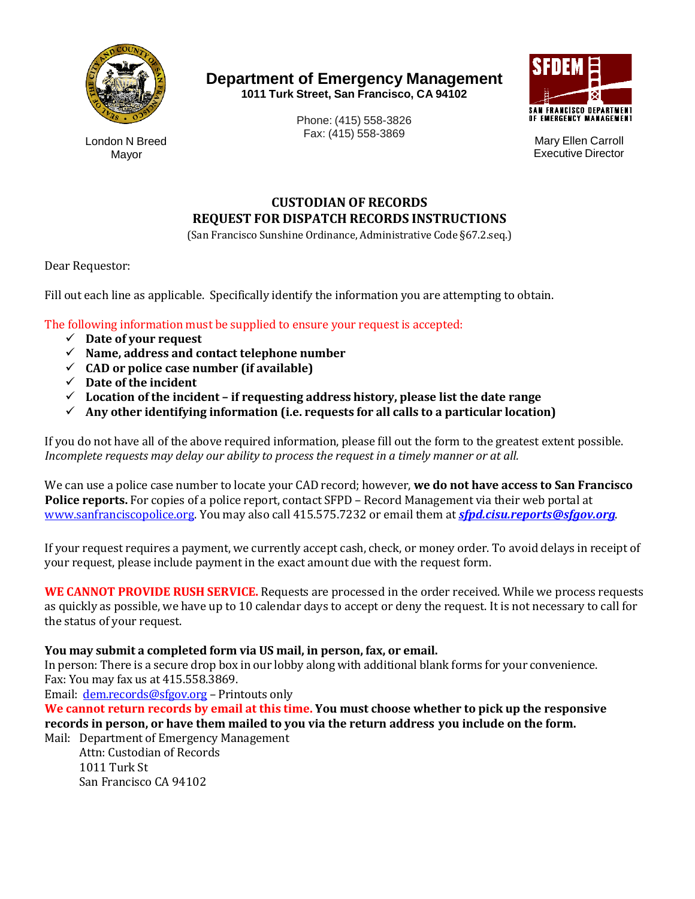London N Breed
Mayor

**Department of Emergency Management**
**1011 Turk Street, San Francisco, CA 94102**

Phone: (415) 558-3826
Fax: (415) 558-3869

SFDEM
SAN FRANCISCO DEPARTMENT OF EMERGENCY MANAGEMENT

Mary Ellen Carroll
Executive Director

## CUSTODIAN OF RECORDS
## REQUEST FOR DISPATCH RECORDS INSTRUCTIONS

(San Francisco Sunshine Ordinance, Administrative Code §67.2.seq.)

Dear Requestor:

Fill out each line as applicable. Specifically identify the information you are attempting to obtain.

The following information must be supplied to ensure your request is accepted:

- ✓ **Date of your request**
- ✓ **Name, address and contact telephone number**
- ✓ **CAD or police case number (if available)**
- ✓ **Date of the incident**
- ✓ **Location of the incident – if requesting address history, please list the date range**
- ✓ **Any other identifying information (i.e. requests for all calls to a particular location)**

If you do not have all of the above required information, please fill out the form to the greatest extent possible. *Incomplete requests may delay our ability to process the request in a timely manner or at all.*

We can use a police case number to locate your CAD record; however, **we do not have access to San Francisco Police reports.** For copies of a police report, contact SFPD – Record Management via their web portal at www.sanfranciscopolice.org. You may also call 415.575.7232 or email them at ***sfpd.cisu.reports@sfgov.org***.

If your request requires a payment, we currently accept cash, check, or money order. To avoid delays in receipt of your request, please include payment in the exact amount due with the request form.

**WE CANNOT PROVIDE RUSH SERVICE.** Requests are processed in the order received. While we process requests as quickly as possible, we have up to 10 calendar days to accept or deny the request. It is not necessary to call for the status of your request.

**You may submit a completed form via US mail, in person, fax, or email.**
In person: There is a secure drop box in our lobby along with additional blank forms for your convenience.
Fax: You may fax us at 415.558.3869.
Email: dem.records@sfgov.org – Printouts only
**We cannot return records by email at this time. You must choose whether to pick up the responsive records in person, or have them mailed to you via the return address you include on the form.**
Mail: Department of Emergency Management
Attn: Custodian of Records
1011 Turk St
San Francisco CA 94102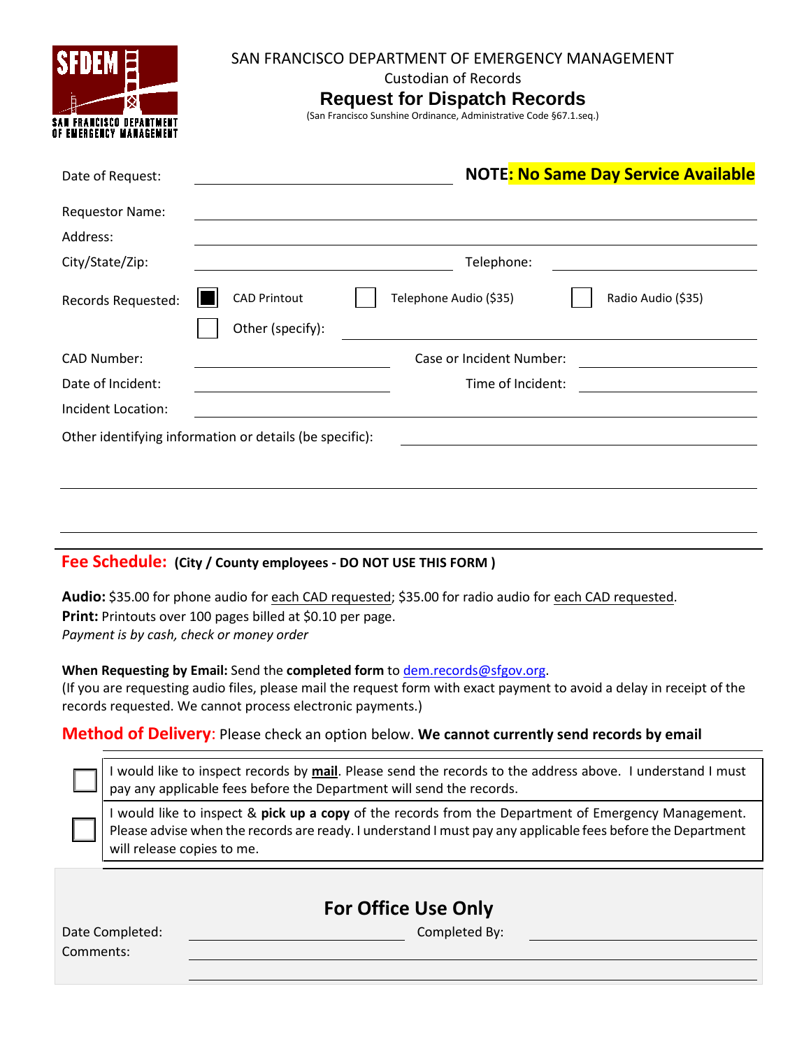SFDEM SAN FRANCISCO DEPARTMENT OF EMERGENCY MANAGEMENT

SAN FRANCISCO DEPARTMENT OF EMERGENCY MANAGEMENT

Custodian of Records

# Request for Dispatch Records

(San Francisco Sunshine Ordinance, Administrative Code §67.1.seq.)

Date of Request: ______________________ **NOTE: No Same Day Service Available**

Requestor Name: ______________________

Address: ______________________

City/State/Zip: ______________________ Telephone: ______________________

Records Requested: ☒ CAD Printout ☐ Telephone Audio ($35) ☐ Radio Audio ($35)

☐ Other (specify): ______________________

CAD Number: ______________________ Case or Incident Number: ______________________

Date of Incident: ______________________ Time of Incident: ______________________

Incident Location: ______________________

Other identifying information or details (be specific): ______________________

______________________

______________________

## Fee Schedule: (City / County employees - DO NOT USE THIS FORM )

**Audio:** $35.00 for phone audio for each CAD requested; $35.00 for radio audio for each CAD requested.
**Print:** Printouts over 100 pages billed at $0.10 per page.
*Payment is by cash, check or money order*

**When Requesting by Email:** Send the **completed form** to dem.records@sfgov.org.
(If you are requesting audio files, please mail the request form with exact payment to avoid a delay in receipt of the records requested. We cannot process electronic payments.)

## Method of Delivery: Please check an option below. **We cannot currently send records by email**

☐ I would like to inspect records by **mail**. Please send the records to the address above. I understand I must pay any applicable fees before the Department will send the records.

☐ I would like to inspect & **pick up a copy** of the records from the Department of Emergency Management. Please advise when the records are ready. I understand I must pay any applicable fees before the Department will release copies to me.

## For Office Use Only

Date Completed: ______________________ Completed By: ______________________

Comments: ______________________

______________________